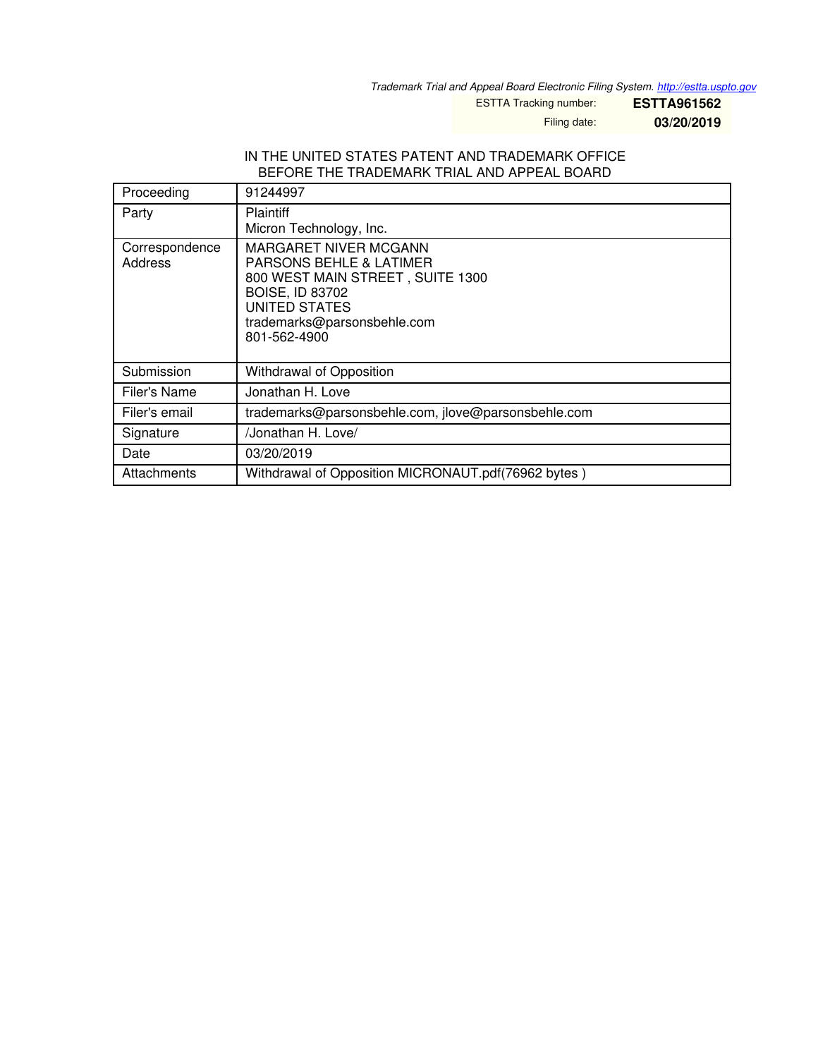*Trademark Trial and Appeal Board Electronic Filing System. http://estta.uspto.gov*

ESTTA Tracking number: **ESTTA961562**

Filing date: **03/20/2019**

IN THE UNITED STATES PATENT AND TRADEMARK OFFICE
BEFORE THE TRADEMARK TRIAL AND APPEAL BOARD

| | |
|---|---|
| Proceeding | 91244997 |
| Party | Plaintiff<br>Micron Technology, Inc. |
| Correspondence Address | MARGARET NIVER MCGANN<br>PARSONS BEHLE & LATIMER<br>800 WEST MAIN STREET , SUITE 1300<br>BOISE, ID 83702<br>UNITED STATES<br>trademarks@parsonsbehle.com<br>801-562-4900 |
| Submission | Withdrawal of Opposition |
| Filer's Name | Jonathan H. Love |
| Filer's email | trademarks@parsonsbehle.com, jlove@parsonsbehle.com |
| Signature | /Jonathan H. Love/ |
| Date | 03/20/2019 |
| Attachments | Withdrawal of Opposition MICRONAUT.pdf(76962 bytes ) |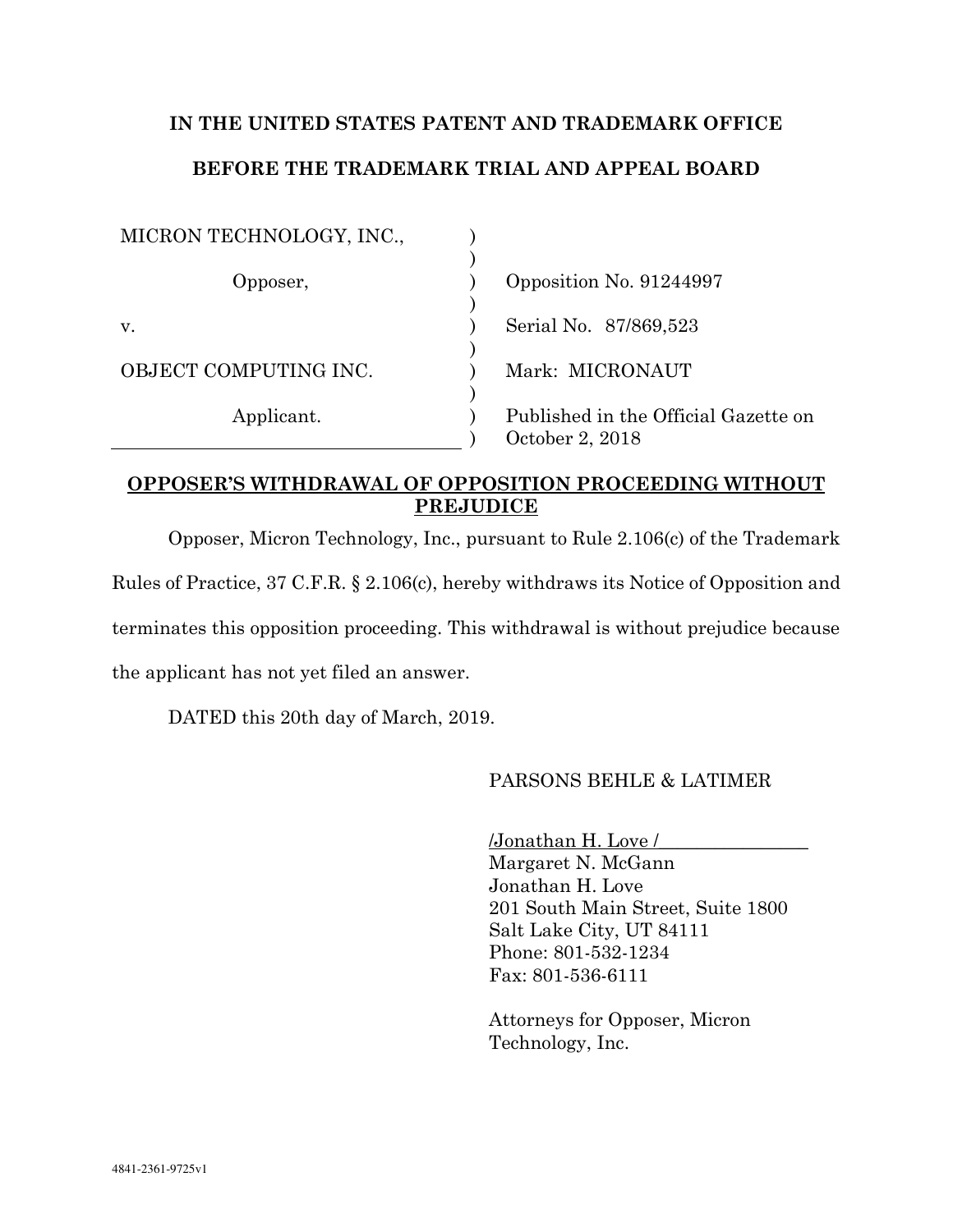**IN THE UNITED STATES PATENT AND TRADEMARK OFFICE**

**BEFORE THE TRADEMARK TRIAL AND APPEAL BOARD**

| | | |
|---|---|---|
| MICRON TECHNOLOGY, INC., | ) | |
| Opposer, | ) | Opposition No. 91244997 |
| v. | ) | Serial No. 87/869,523 |
| OBJECT COMPUTING INC. | ) | Mark: MICRONAUT |
| Applicant. | ) | Published in the Official Gazette on October 2, 2018 |

**OPPOSER'S WITHDRAWAL OF OPPOSITION PROCEEDING WITHOUT PREJUDICE**

Opposer, Micron Technology, Inc., pursuant to Rule 2.106(c) of the Trademark Rules of Practice, 37 C.F.R. § 2.106(c), hereby withdraws its Notice of Opposition and terminates this opposition proceeding. This withdrawal is without prejudice because the applicant has not yet filed an answer.

DATED this 20th day of March, 2019.

PARSONS BEHLE & LATIMER

/Jonathan H. Love /
Margaret N. McGann
Jonathan H. Love
201 South Main Street, Suite 1800
Salt Lake City, UT 84111
Phone: 801-532-1234
Fax: 801-536-6111

Attorneys for Opposer, Micron Technology, Inc.

4841-2361-9725v1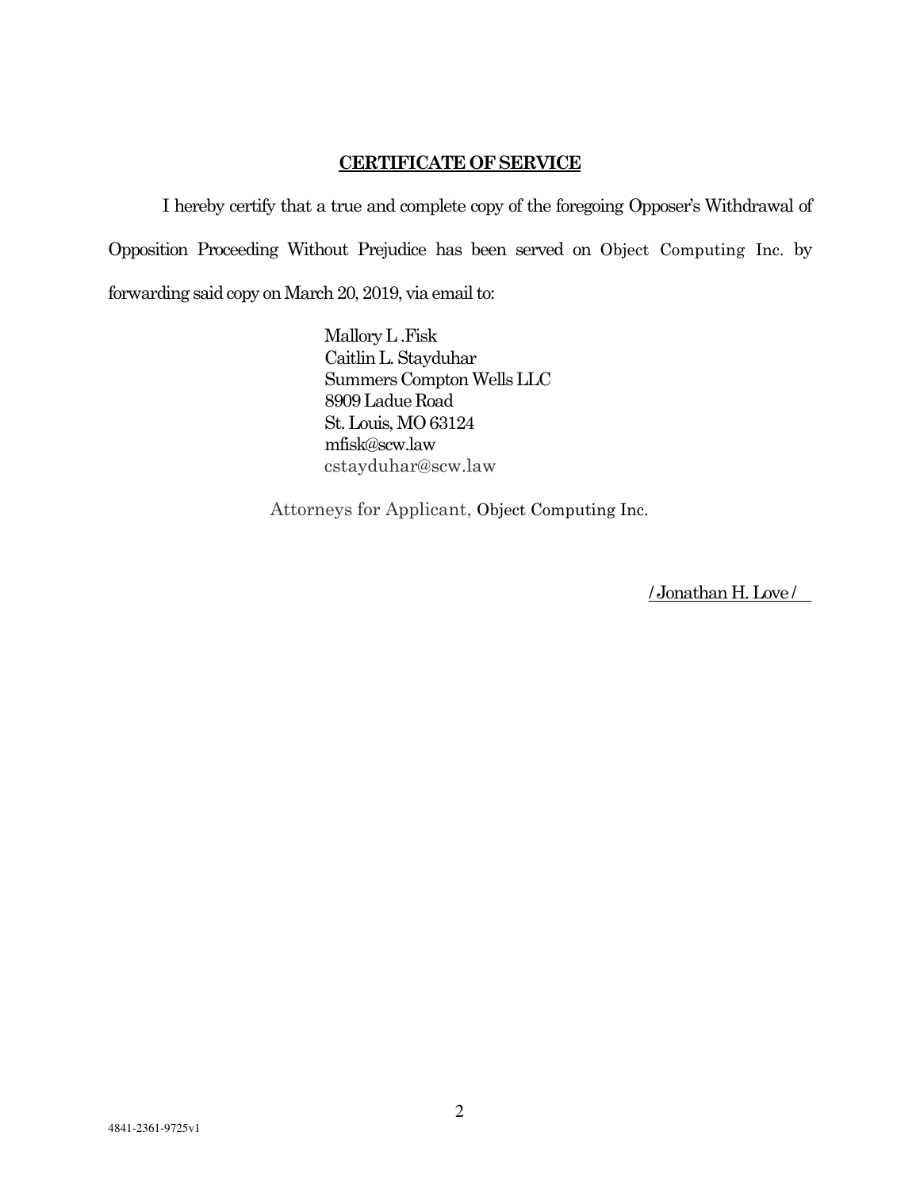**CERTIFICATE OF SERVICE**

I hereby certify that a true and complete copy of the foregoing Opposer's Withdrawal of Opposition Proceeding Without Prejudice has been served on Object Computing Inc. by forwarding said copy on March 20, 2019, via email to:

Mallory L .Fisk
Caitlin L. Stayduhar
Summers Compton Wells LLC
8909 Ladue Road
St. Louis, MO 63124
mfisk@scw.law
cstayduhar@scw.law

Attorneys for Applicant, Object Computing Inc.

/ Jonathan H. Love /

4841-2361-9725v1